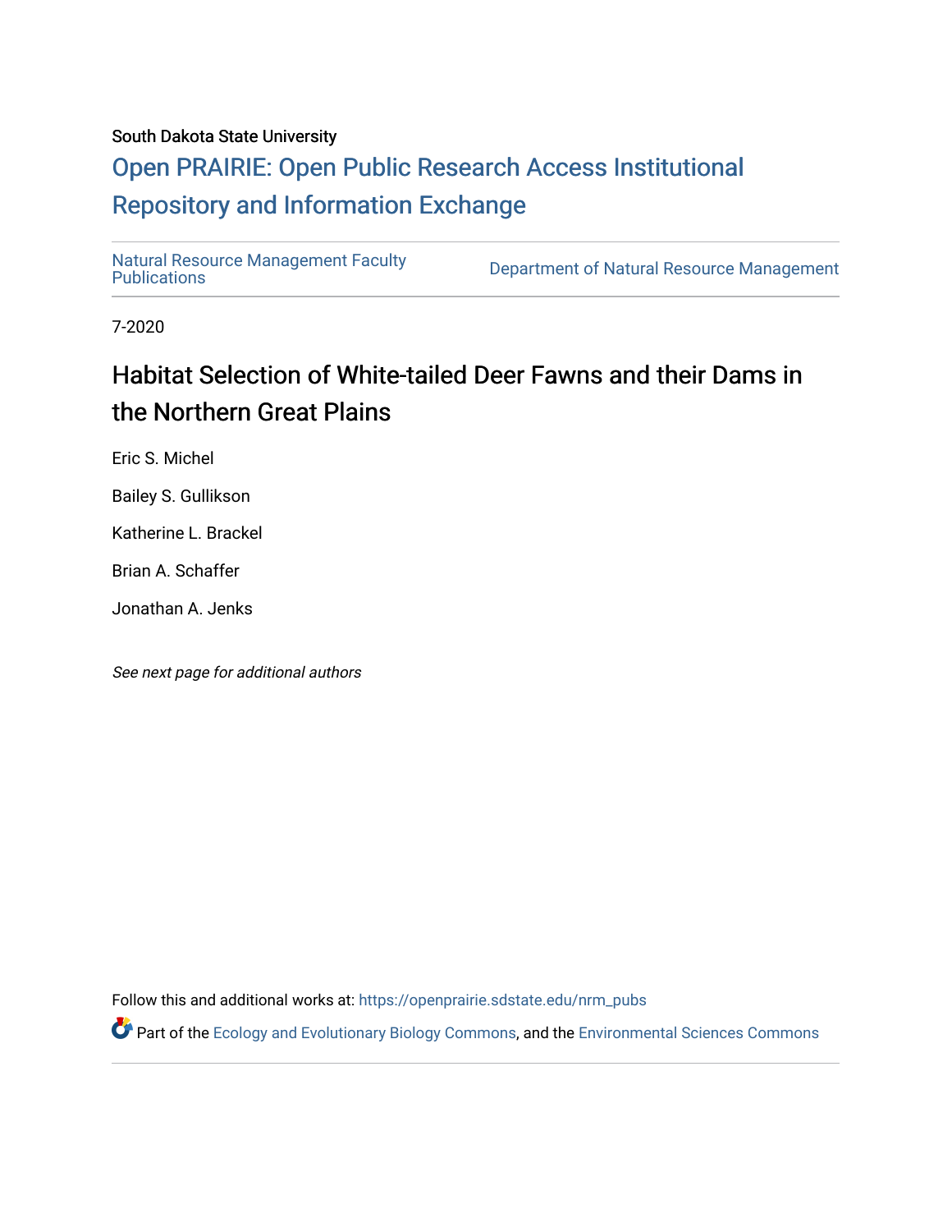South Dakota State University

# Open PRAIRIE: Open Public Research Access Institutional Repository and Information Exchange

Natural Resource Management Faculty Publications

Department of Natural Resource Management

7-2020

## Habitat Selection of White-tailed Deer Fawns and their Dams in the Northern Great Plains

Eric S. Michel

Bailey S. Gullikson

Katherine L. Brackel

Brian A. Schaffer

Jonathan A. Jenks

*See next page for additional authors*

Follow this and additional works at: https://openprairie.sdstate.edu/nrm_pubs

Part of the Ecology and Evolutionary Biology Commons, and the Environmental Sciences Commons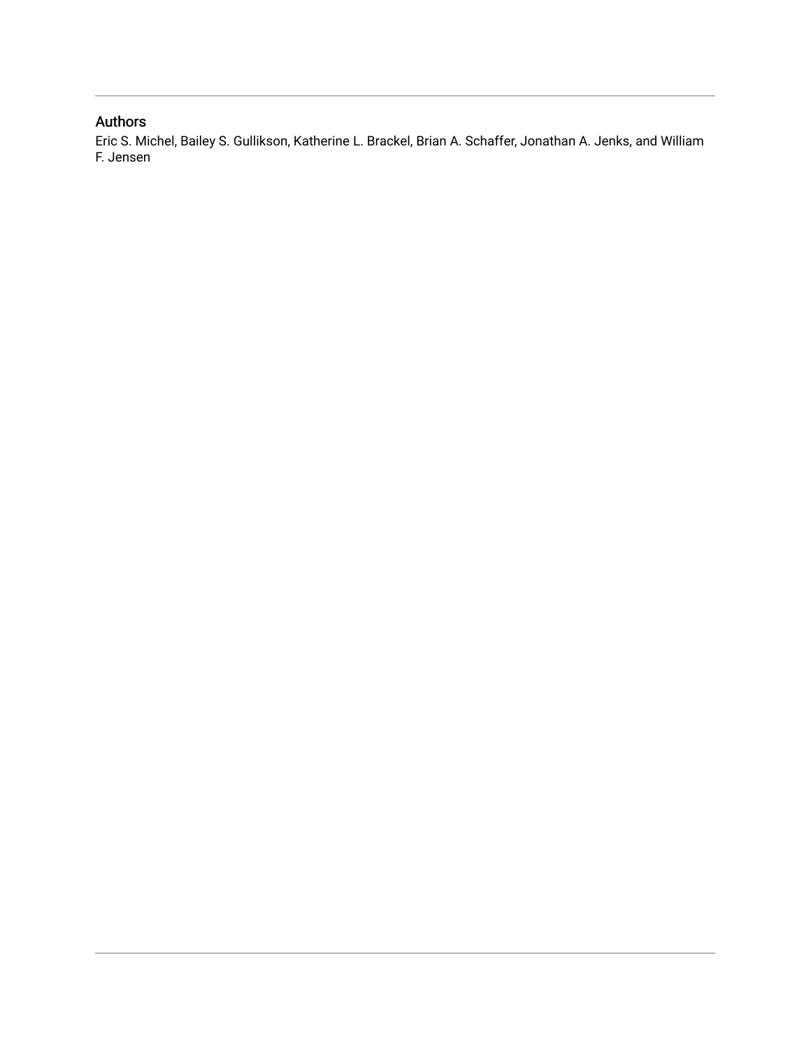## Authors

Eric S. Michel, Bailey S. Gullikson, Katherine L. Brackel, Brian A. Schaffer, Jonathan A. Jenks, and William F. Jensen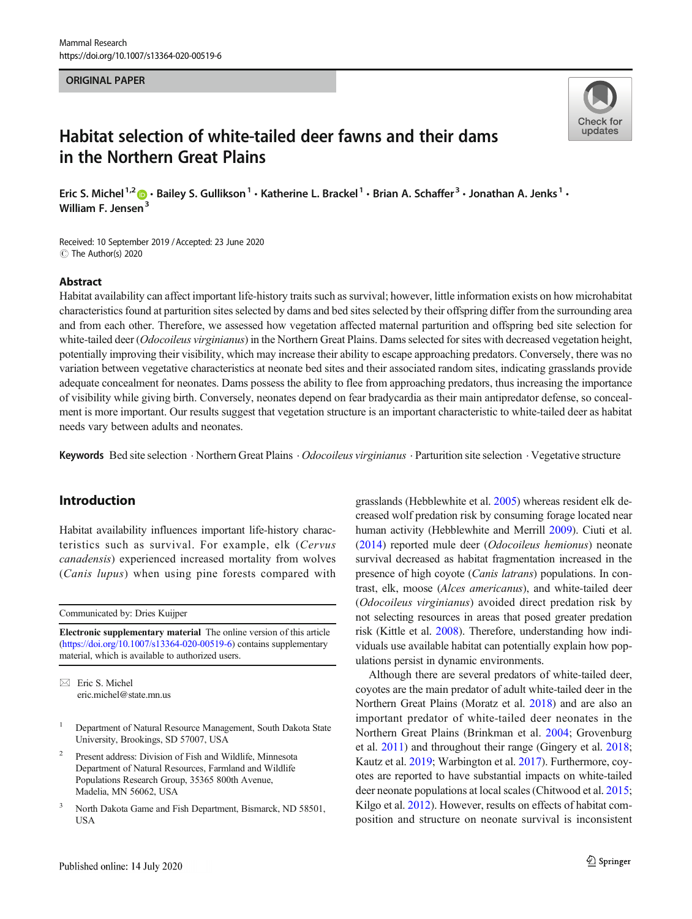# Habitat selection of white-tailed deer fawns and their dams in the Northern Great Plains

Eric S. Michel[1,2] · Bailey S. Gullikson[1] · Katherine L. Brackel[1] · Brian A. Schaffer[3] · Jonathan A. Jenks[1] · William F. Jensen[3]

Received: 10 September 2019 / Accepted: 23 June 2020
© The Author(s) 2020

## Abstract

Habitat availability can affect important life-history traits such as survival; however, little information exists on how microhabitat characteristics found at parturition sites selected by dams and bed sites selected by their offspring differ from the surrounding area and from each other. Therefore, we assessed how vegetation affected maternal parturition and offspring bed site selection for white-tailed deer (*Odocoileus virginianus*) in the Northern Great Plains. Dams selected for sites with decreased vegetation height, potentially improving their visibility, which may increase their ability to escape approaching predators. Conversely, there was no variation between vegetative characteristics at neonate bed sites and their associated random sites, indicating grasslands provide adequate concealment for neonates. Dams possess the ability to flee from approaching predators, thus increasing the importance of visibility while giving birth. Conversely, neonates depend on fear bradycardia as their main antipredator defense, so concealment is more important. Our results suggest that vegetation structure is an important characteristic to white-tailed deer as habitat needs vary between adults and neonates.

**Keywords** Bed site selection · Northern Great Plains · *Odocoileus virginianus* · Parturition site selection · Vegetative structure

## Introduction

Habitat availability influences important life-history characteristics such as survival. For example, elk (*Cervus canadensis*) experienced increased mortality from wolves (*Canis lupus*) when using pine forests compared with grasslands (Hebblewhite et al. 2005) whereas resident elk decreased wolf predation risk by consuming forage located near human activity (Hebblewhite and Merrill 2009). Ciuti et al. (2014) reported mule deer (*Odocoileus hemionus*) neonate survival decreased as habitat fragmentation increased in the presence of high coyote (*Canis latrans*) populations. In contrast, elk, moose (*Alces americanus*), and white-tailed deer (*Odocoileus virginianus*) avoided direct predation risk by not selecting resources in areas that posed greater predation risk (Kittle et al. 2008). Therefore, understanding how individuals use available habitat can potentially explain how populations persist in dynamic environments.

Although there are several predators of white-tailed deer, coyotes are the main predator of adult white-tailed deer in the Northern Great Plains (Moratz et al. 2018) and are also an important predator of white-tailed deer neonates in the Northern Great Plains (Brinkman et al. 2004; Grovenburg et al. 2011) and throughout their range (Gingery et al. 2018; Kautz et al. 2019; Warbington et al. 2017). Furthermore, coyotes are reported to have substantial impacts on white-tailed deer neonate populations at local scales (Chitwood et al. 2015; Kilgo et al. 2012). However, results on effects of habitat composition and structure on neonate survival is inconsistent

Communicated by: Dries Kuijper

**Electronic supplementary material** The online version of this article (https://doi.org/10.1007/s13364-020-00519-6) contains supplementary material, which is available to authorized users.

✉ Eric S. Michel
eric.michel@state.mn.us

[1] Department of Natural Resource Management, South Dakota State University, Brookings, SD 57007, USA

[2] Present address: Division of Fish and Wildlife, Minnesota Department of Natural Resources, Farmland and Wildlife Populations Research Group, 35365 800th Avenue, Madelia, MN 56062, USA

[3] North Dakota Game and Fish Department, Bismarck, ND 58501, USA

Published online: 14 July 2020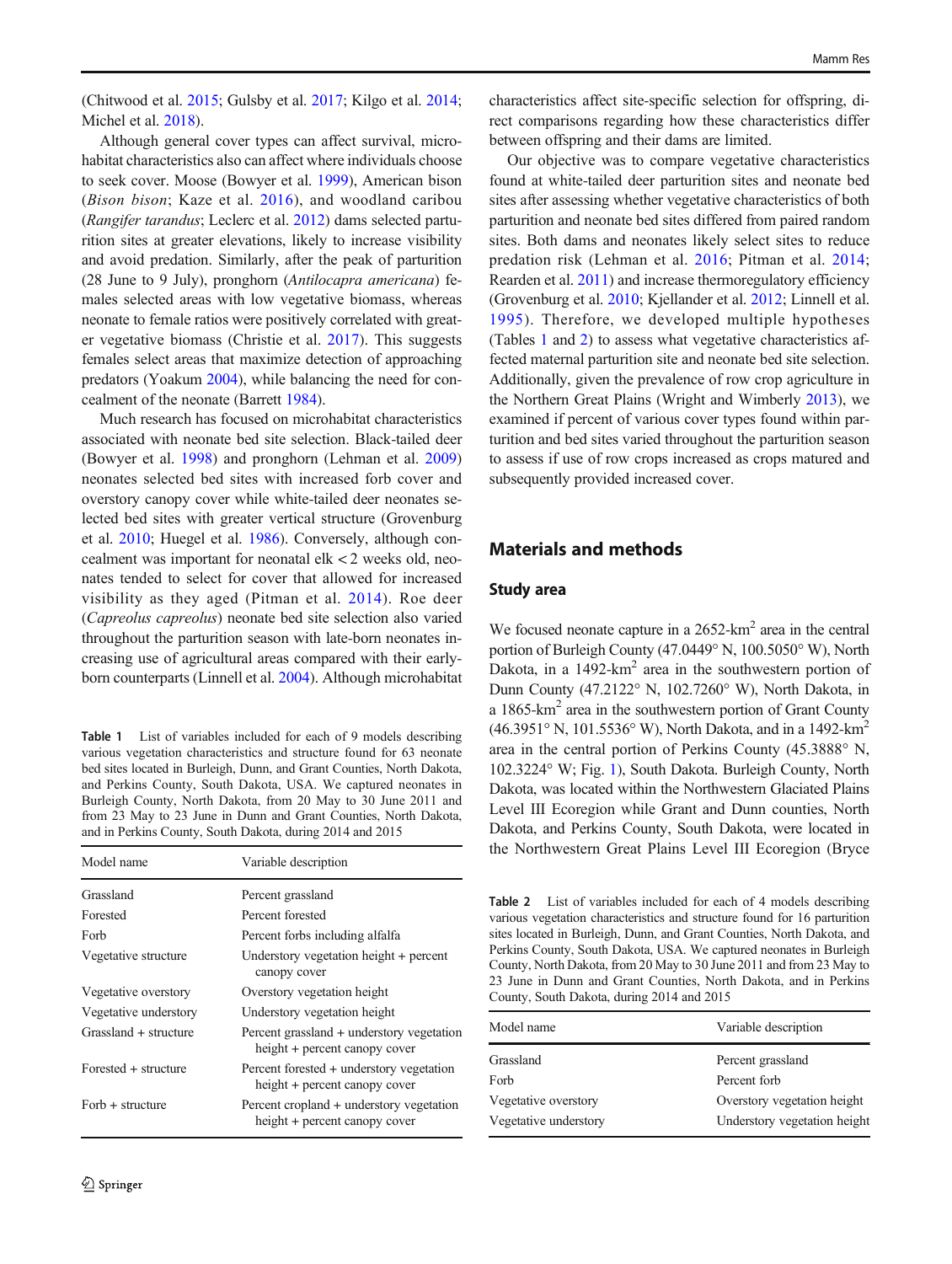(Chitwood et al. 2015; Gulsby et al. 2017; Kilgo et al. 2014; Michel et al. 2018).

Although general cover types can affect survival, microhabitat characteristics also can affect where individuals choose to seek cover. Moose (Bowyer et al. 1999), American bison (*Bison bison*; Kaze et al. 2016), and woodland caribou (*Rangifer tarandus*; Leclerc et al. 2012) dams selected parturition sites at greater elevations, likely to increase visibility and avoid predation. Similarly, after the peak of parturition (28 June to 9 July), pronghorn (*Antilocapra americana*) females selected areas with low vegetative biomass, whereas neonate to female ratios were positively correlated with greater vegetative biomass (Christie et al. 2017). This suggests females select areas that maximize detection of approaching predators (Yoakum 2004), while balancing the need for concealment of the neonate (Barrett 1984).

Much research has focused on microhabitat characteristics associated with neonate bed site selection. Black-tailed deer (Bowyer et al. 1998) and pronghorn (Lehman et al. 2009) neonates selected bed sites with increased forb cover and overstory canopy cover while white-tailed deer neonates selected bed sites with greater vertical structure (Grovenburg et al. 2010; Huegel et al. 1986). Conversely, although concealment was important for neonatal elk < 2 weeks old, neonates tended to select for cover that allowed for increased visibility as they aged (Pitman et al. 2014). Roe deer (*Capreolus capreolus*) neonate bed site selection also varied throughout the parturition season with late-born neonates increasing use of agricultural areas compared with their early-born counterparts (Linnell et al. 2004). Although microhabitat characteristics affect site-specific selection for offspring, direct comparisons regarding how these characteristics differ between offspring and their dams are limited.

Our objective was to compare vegetative characteristics found at white-tailed deer parturition sites and neonate bed sites after assessing whether vegetative characteristics of both parturition and neonate bed sites differed from paired random sites. Both dams and neonates likely select sites to reduce predation risk (Lehman et al. 2016; Pitman et al. 2014; Rearden et al. 2011) and increase thermoregulatory efficiency (Grovenburg et al. 2010; Kjellander et al. 2012; Linnell et al. 1995). Therefore, we developed multiple hypotheses (Tables 1 and 2) to assess what vegetative characteristics affected maternal parturition site and neonate bed site selection. Additionally, given the prevalence of row crop agriculture in the Northern Great Plains (Wright and Wimberly 2013), we examined if percent of various cover types found within parturition and bed sites varied throughout the parturition season to assess if use of row crops increased as crops matured and subsequently provided increased cover.

**Table 1** List of variables included for each of 9 models describing various vegetation characteristics and structure found for 63 neonate bed sites located in Burleigh, Dunn, and Grant Counties, North Dakota, and Perkins County, South Dakota, USA. We captured neonates in Burleigh County, North Dakota, from 20 May to 30 June 2011 and from 23 May to 23 June in Dunn and Grant Counties, North Dakota, and in Perkins County, South Dakota, during 2014 and 2015

| Model name | Variable description |
|---|---|
| Grassland | Percent grassland |
| Forested | Percent forested |
| Forb | Percent forbs including alfalfa |
| Vegetative structure | Understory vegetation height + percent canopy cover |
| Vegetative overstory | Overstory vegetation height |
| Vegetative understory | Understory vegetation height |
| Grassland + structure | Percent grassland + understory vegetation height + percent canopy cover |
| Forested + structure | Percent forested + understory vegetation height + percent canopy cover |
| Forb + structure | Percent cropland + understory vegetation height + percent canopy cover |

**Table 2** List of variables included for each of 4 models describing various vegetation characteristics and structure found for 16 parturition sites located in Burleigh, Dunn, and Grant Counties, North Dakota, and Perkins County, South Dakota, USA. We captured neonates in Burleigh County, North Dakota, from 20 May to 30 June 2011 and from 23 May to 23 June in Dunn and Grant Counties, North Dakota, and in Perkins County, South Dakota, during 2014 and 2015

| Model name | Variable description |
|---|---|
| Grassland | Percent grassland |
| Forb | Percent forb |
| Vegetative overstory | Overstory vegetation height |
| Vegetative understory | Understory vegetation height |

## Materials and methods

### Study area

We focused neonate capture in a 2652-km$^2$ area in the central portion of Burleigh County (47.0449° N, 100.5050° W), North Dakota, in a 1492-km$^2$ area in the southwestern portion of Dunn County (47.2122° N, 102.7260° W), North Dakota, in a 1865-km$^2$ area in the southwestern portion of Grant County (46.3951° N, 101.5536° W), North Dakota, and in a 1492-km$^2$ area in the central portion of Perkins County (45.3888° N, 102.3224° W; Fig. 1), South Dakota. Burleigh County, North Dakota, was located within the Northwestern Glaciated Plains Level III Ecoregion while Grant and Dunn counties, North Dakota, and Perkins County, South Dakota, were located in the Northwestern Great Plains Level III Ecoregion (Bryce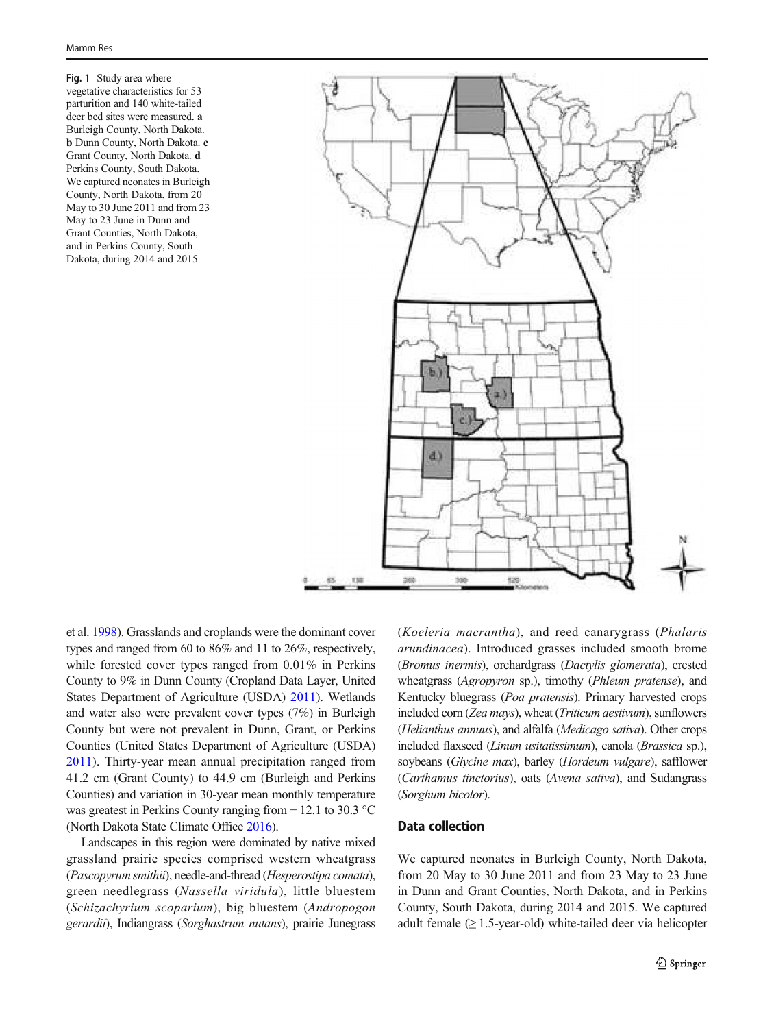**Fig. 1** Study area where vegetative characteristics for 53 parturition and 140 white-tailed deer bed sites were measured. **a** Burleigh County, North Dakota. **b** Dunn County, North Dakota. **c** Grant County, North Dakota. **d** Perkins County, South Dakota. We captured neonates in Burleigh County, North Dakota, from 20 May to 30 June 2011 and from 23 May to 23 June in Dunn and Grant Counties, North Dakota, and in Perkins County, South Dakota, during 2014 and 2015

et al. 1998). Grasslands and croplands were the dominant cover types and ranged from 60 to 86% and 11 to 26%, respectively, while forested cover types ranged from 0.01% in Perkins County to 9% in Dunn County (Cropland Data Layer, United States Department of Agriculture (USDA) 2011). Wetlands and water also were prevalent cover types (7%) in Burleigh County but were not prevalent in Dunn, Grant, or Perkins Counties (United States Department of Agriculture (USDA) 2011). Thirty-year mean annual precipitation ranged from 41.2 cm (Grant County) to 44.9 cm (Burleigh and Perkins Counties) and variation in 30-year mean monthly temperature was greatest in Perkins County ranging from − 12.1 to 30.3 °C (North Dakota State Climate Office 2016).

Landscapes in this region were dominated by native mixed grassland prairie species comprised western wheatgrass (*Pascopyrum smithii*), needle-and-thread (*Hesperostipa comata*), green needlegrass (*Nassella viridula*), little bluestem (*Schizachyrium scoparium*), big bluestem (*Andropogon gerardii*), Indiangrass (*Sorghastrum nutans*), prairie Junegrass (*Koeleria macrantha*), and reed canarygrass (*Phalaris arundinacea*). Introduced grasses included smooth brome (*Bromus inermis*), orchardgrass (*Dactylis glomerata*), crested wheatgrass (*Agropyron* sp.), timothy (*Phleum pratense*), and Kentucky bluegrass (*Poa pratensis*). Primary harvested crops included corn (*Zea mays*), wheat (*Triticum aestivum*), sunflowers (*Helianthus annuus*), and alfalfa (*Medicago sativa*). Other crops included flaxseed (*Linum usitatissimum*), canola (*Brassica* sp.), soybeans (*Glycine max*), barley (*Hordeum vulgare*), safflower (*Carthamus tinctorius*), oats (*Avena sativa*), and Sudangrass (*Sorghum bicolor*).

## Data collection

We captured neonates in Burleigh County, North Dakota, from 20 May to 30 June 2011 and from 23 May to 23 June in Dunn and Grant Counties, North Dakota, and in Perkins County, South Dakota, during 2014 and 2015. We captured adult female (≥ 1.5-year-old) white-tailed deer via helicopter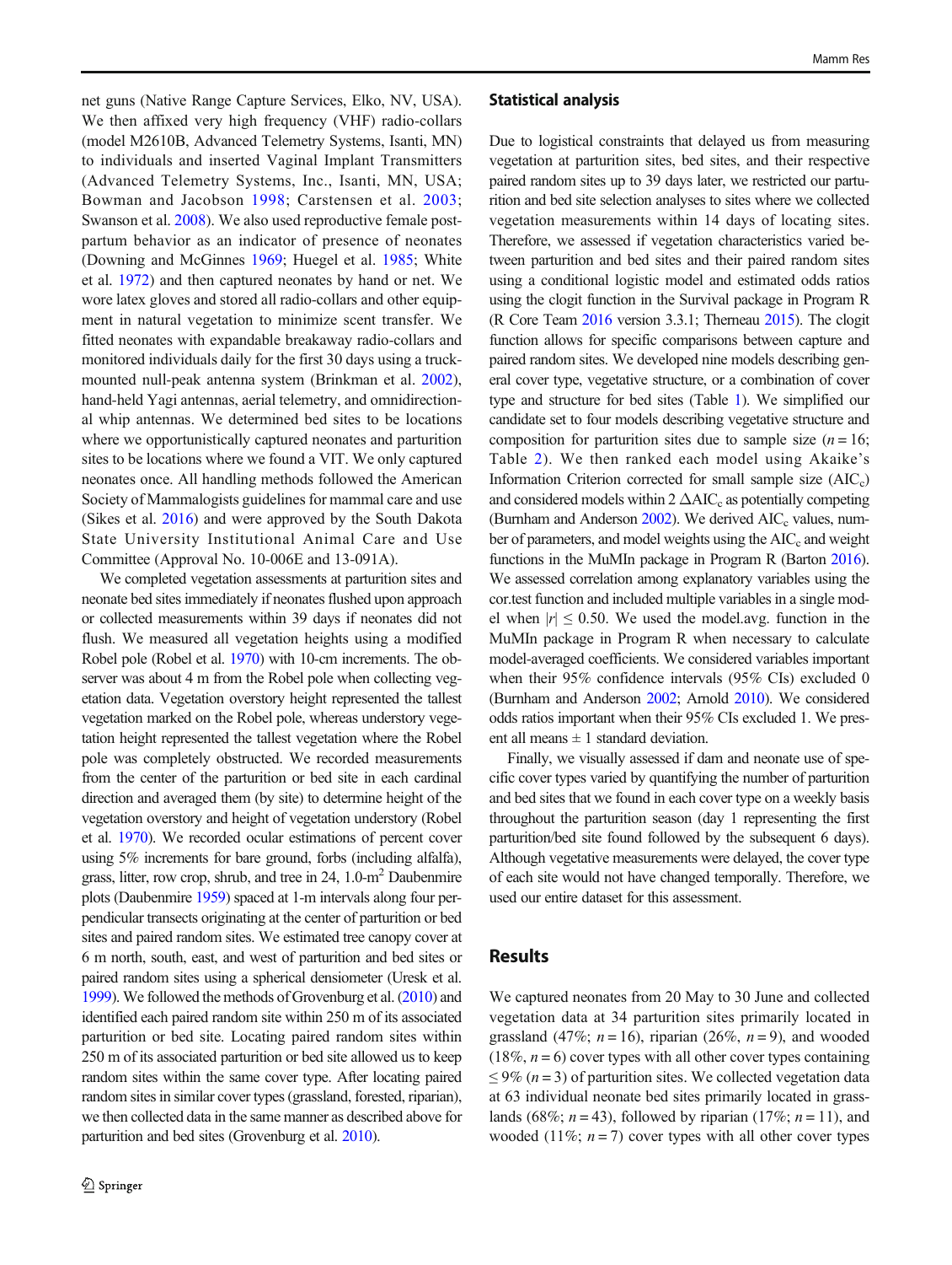net guns (Native Range Capture Services, Elko, NV, USA). We then affixed very high frequency (VHF) radio-collars (model M2610B, Advanced Telemetry Systems, Isanti, MN) to individuals and inserted Vaginal Implant Transmitters (Advanced Telemetry Systems, Inc., Isanti, MN, USA; Bowman and Jacobson 1998; Carstensen et al. 2003; Swanson et al. 2008). We also used reproductive female postpartum behavior as an indicator of presence of neonates (Downing and McGinnes 1969; Huegel et al. 1985; White et al. 1972) and then captured neonates by hand or net. We wore latex gloves and stored all radio-collars and other equipment in natural vegetation to minimize scent transfer. We fitted neonates with expandable breakaway radio-collars and monitored individuals daily for the first 30 days using a truck-mounted null-peak antenna system (Brinkman et al. 2002), hand-held Yagi antennas, aerial telemetry, and omnidirectional whip antennas. We determined bed sites to be locations where we opportunistically captured neonates and parturition sites to be locations where we found a VIT. We only captured neonates once. All handling methods followed the American Society of Mammalogists guidelines for mammal care and use (Sikes et al. 2016) and were approved by the South Dakota State University Institutional Animal Care and Use Committee (Approval No. 10-006E and 13-091A).

We completed vegetation assessments at parturition sites and neonate bed sites immediately if neonates flushed upon approach or collected measurements within 39 days if neonates did not flush. We measured all vegetation heights using a modified Robel pole (Robel et al. 1970) with 10-cm increments. The observer was about 4 m from the Robel pole when collecting vegetation data. Vegetation overstory height represented the tallest vegetation marked on the Robel pole, whereas understory vegetation height represented the tallest vegetation where the Robel pole was completely obstructed. We recorded measurements from the center of the parturition or bed site in each cardinal direction and averaged them (by site) to determine height of the vegetation overstory and height of vegetation understory (Robel et al. 1970). We recorded ocular estimations of percent cover using 5% increments for bare ground, forbs (including alfalfa), grass, litter, row crop, shrub, and tree in 24, 1.0-$m^2$ Daubenmire plots (Daubenmire 1959) spaced at 1-m intervals along four perpendicular transects originating at the center of parturition or bed sites and paired random sites. We estimated tree canopy cover at 6 m north, south, east, and west of parturition and bed sites or paired random sites using a spherical densiometer (Uresk et al. 1999). We followed the methods of Grovenburg et al. (2010) and identified each paired random site within 250 m of its associated parturition or bed site. Locating paired random sites within 250 m of its associated parturition or bed site allowed us to keep random sites within the same cover type. After locating paired random sites in similar cover types (grassland, forested, riparian), we then collected data in the same manner as described above for parturition and bed sites (Grovenburg et al. 2010).

## Statistical analysis

Due to logistical constraints that delayed us from measuring vegetation at parturition sites, bed sites, and their respective paired random sites up to 39 days later, we restricted our parturition and bed site selection analyses to sites where we collected vegetation measurements within 14 days of locating sites. Therefore, we assessed if vegetation characteristics varied between parturition and bed sites and their paired random sites using a conditional logistic model and estimated odds ratios using the clogit function in the Survival package in Program R (R Core Team 2016 version 3.3.1; Therneau 2015). The clogit function allows for specific comparisons between capture and paired random sites. We developed nine models describing general cover type, vegetative structure, or a combination of cover type and structure for bed sites (Table 1). We simplified our candidate set to four models describing vegetative structure and composition for parturition sites due to sample size ($n = 16$; Table 2). We then ranked each model using Akaike's Information Criterion corrected for small sample size ($AIC_c$) and considered models within 2 $\Delta AIC_c$ as potentially competing (Burnham and Anderson 2002). We derived $AIC_c$ values, number of parameters, and model weights using the $AIC_c$ and weight functions in the MuMIn package in Program R (Barton 2016). We assessed correlation among explanatory variables using the cor.test function and included multiple variables in a single model when $|r| \leq 0.50$. We used the model.avg. function in the MuMIn package in Program R when necessary to calculate model-averaged coefficients. We considered variables important when their 95% confidence intervals (95% CIs) excluded 0 (Burnham and Anderson 2002; Arnold 2010). We considered odds ratios important when their 95% CIs excluded 1. We present all means ± 1 standard deviation.

Finally, we visually assessed if dam and neonate use of specific cover types varied by quantifying the number of parturition and bed sites that we found in each cover type on a weekly basis throughout the parturition season (day 1 representing the first parturition/bed site found followed by the subsequent 6 days). Although vegetative measurements were delayed, the cover type of each site would not have changed temporally. Therefore, we used our entire dataset for this assessment.

## Results

We captured neonates from 20 May to 30 June and collected vegetation data at 34 parturition sites primarily located in grassland (47%; $n = 16$), riparian (26%, $n = 9$), and wooded (18%, $n = 6$) cover types with all other cover types containing ≤ 9% ($n = 3$) of parturition sites. We collected vegetation data at 63 individual neonate bed sites primarily located in grasslands (68%; $n = 43$), followed by riparian (17%; $n = 11$), and wooded (11%; $n = 7$) cover types with all other cover types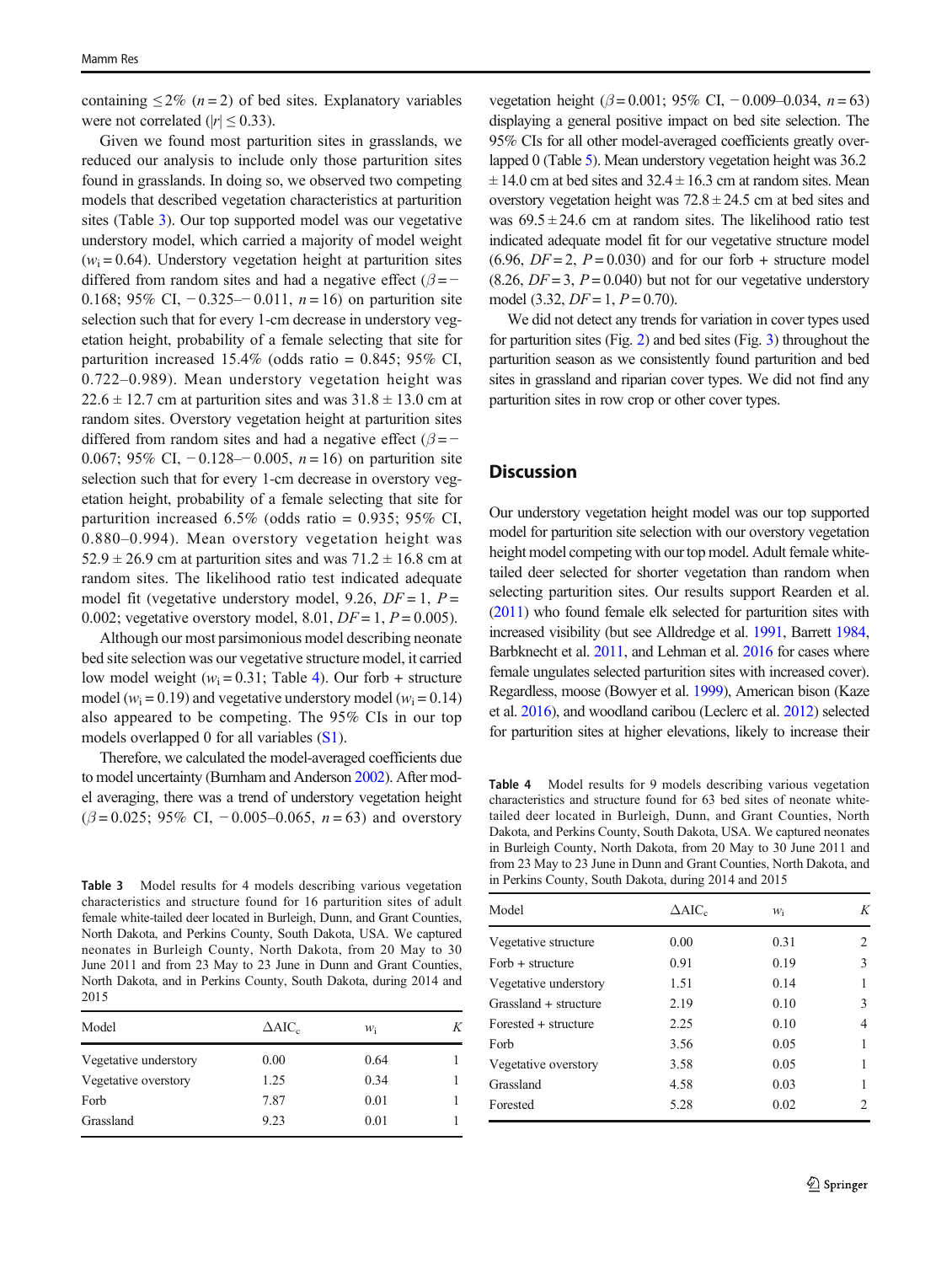containing ≤2% ($n = 2$) of bed sites. Explanatory variables were not correlated ($|r| \leq 0.33$).

Given we found most parturition sites in grasslands, we reduced our analysis to include only those parturition sites found in grasslands. In doing so, we observed two competing models that described vegetation characteristics at parturition sites (Table 3). Our top supported model was our vegetative understory model, which carried a majority of model weight ($w_i = 0.64$). Understory vegetation height at parturition sites differed from random sites and had a negative effect ($\beta = -0.168$; 95% CI, $-0.325$–$-0.011$, $n = 16$) on parturition site selection such that for every 1-cm decrease in understory vegetation height, probability of a female selecting that site for parturition increased 15.4% (odds ratio = 0.845; 95% CI, 0.722–0.989). Mean understory vegetation height was 22.6 ± 12.7 cm at parturition sites and was 31.8 ± 13.0 cm at random sites. Overstory vegetation height at parturition sites differed from random sites and had a negative effect ($\beta = -0.067$; 95% CI, $-0.128$–$-0.005$, $n = 16$) on parturition site selection such that for every 1-cm decrease in overstory vegetation height, probability of a female selecting that site for parturition increased 6.5% (odds ratio = 0.935; 95% CI, 0.880–0.994). Mean overstory vegetation height was 52.9 ± 26.9 cm at parturition sites and was 71.2 ± 16.8 cm at random sites. The likelihood ratio test indicated adequate model fit (vegetative understory model, 9.26, $DF = 1$, $P = 0.002$; vegetative overstory model, 8.01, $DF = 1$, $P = 0.005$).

Although our most parsimonious model describing neonate bed site selection was our vegetative structure model, it carried low model weight ($w_i = 0.31$; Table 4). Our forb + structure model ($w_i = 0.19$) and vegetative understory model ($w_i = 0.14$) also appeared to be competing. The 95% CIs in our top models overlapped 0 for all variables (S1).

Therefore, we calculated the model-averaged coefficients due to model uncertainty (Burnham and Anderson 2002). After model averaging, there was a trend of understory vegetation height ($\beta = 0.025$; 95% CI, $-0.005$–0.065, $n = 63$) and overstory vegetation height ($\beta = 0.001$; 95% CI, $-0.009$–0.034, $n = 63$) displaying a general positive impact on bed site selection. The 95% CIs for all other model-averaged coefficients greatly overlapped 0 (Table 5). Mean understory vegetation height was 36.2 ± 14.0 cm at bed sites and 32.4 ± 16.3 cm at random sites. Mean overstory vegetation height was 72.8 ± 24.5 cm at bed sites and was 69.5 ± 24.6 cm at random sites. The likelihood ratio test indicated adequate model fit for our vegetative structure model (6.96, $DF = 2$, $P = 0.030$) and for our forb + structure model (8.26, $DF = 3$, $P = 0.040$) but not for our vegetative understory model (3.32, $DF = 1$, $P = 0.70$).

We did not detect any trends for variation in cover types used for parturition sites (Fig. 2) and bed sites (Fig. 3) throughout the parturition season as we consistently found parturition and bed sites in grassland and riparian cover types. We did not find any parturition sites in row crop or other cover types.

**Table 3** Model results for 4 models describing various vegetation characteristics and structure found for 16 parturition sites of adult female white-tailed deer located in Burleigh, Dunn, and Grant Counties, North Dakota, and Perkins County, South Dakota, USA. We captured neonates in Burleigh County, North Dakota, from 20 May to 30 June 2011 and from 23 May to 23 June in Dunn and Grant Counties, North Dakota, and in Perkins County, South Dakota, during 2014 and 2015

| Model | $\Delta AIC_c$ | $w_i$ | $K$ |
|---|---|---|---|
| Vegetative understory | 0.00 | 0.64 | 1 |
| Vegetative overstory | 1.25 | 0.34 | 1 |
| Forb | 7.87 | 0.01 | 1 |
| Grassland | 9.23 | 0.01 | 1 |

## Discussion

Our understory vegetation height model was our top supported model for parturition site selection with our overstory vegetation height model competing with our top model. Adult female white-tailed deer selected for shorter vegetation than random when selecting parturition sites. Our results support Rearden et al. (2011) who found female elk selected for parturition sites with increased visibility (but see Alldredge et al. 1991, Barrett 1984, Barbknecht et al. 2011, and Lehman et al. 2016 for cases where female ungulates selected parturition sites with increased cover). Regardless, moose (Bowyer et al. 1999), American bison (Kaze et al. 2016), and woodland caribou (Leclerc et al. 2012) selected for parturition sites at higher elevations, likely to increase their

**Table 4** Model results for 9 models describing various vegetation characteristics and structure found for 63 bed sites of neonate white-tailed deer located in Burleigh, Dunn, and Grant Counties, North Dakota, and Perkins County, South Dakota, USA. We captured neonates in Burleigh County, North Dakota, from 20 May to 30 June 2011 and from 23 May to 23 June in Dunn and Grant Counties, North Dakota, and in Perkins County, South Dakota, during 2014 and 2015

| Model | $\Delta AIC_c$ | $w_i$ | $K$ |
|---|---|---|---|
| Vegetative structure | 0.00 | 0.31 | 2 |
| Forb + structure | 0.91 | 0.19 | 3 |
| Vegetative understory | 1.51 | 0.14 | 1 |
| Grassland + structure | 2.19 | 0.10 | 3 |
| Forested + structure | 2.25 | 0.10 | 4 |
| Forb | 3.56 | 0.05 | 1 |
| Vegetative overstory | 3.58 | 0.05 | 1 |
| Grassland | 4.58 | 0.03 | 1 |
| Forested | 5.28 | 0.02 | 2 |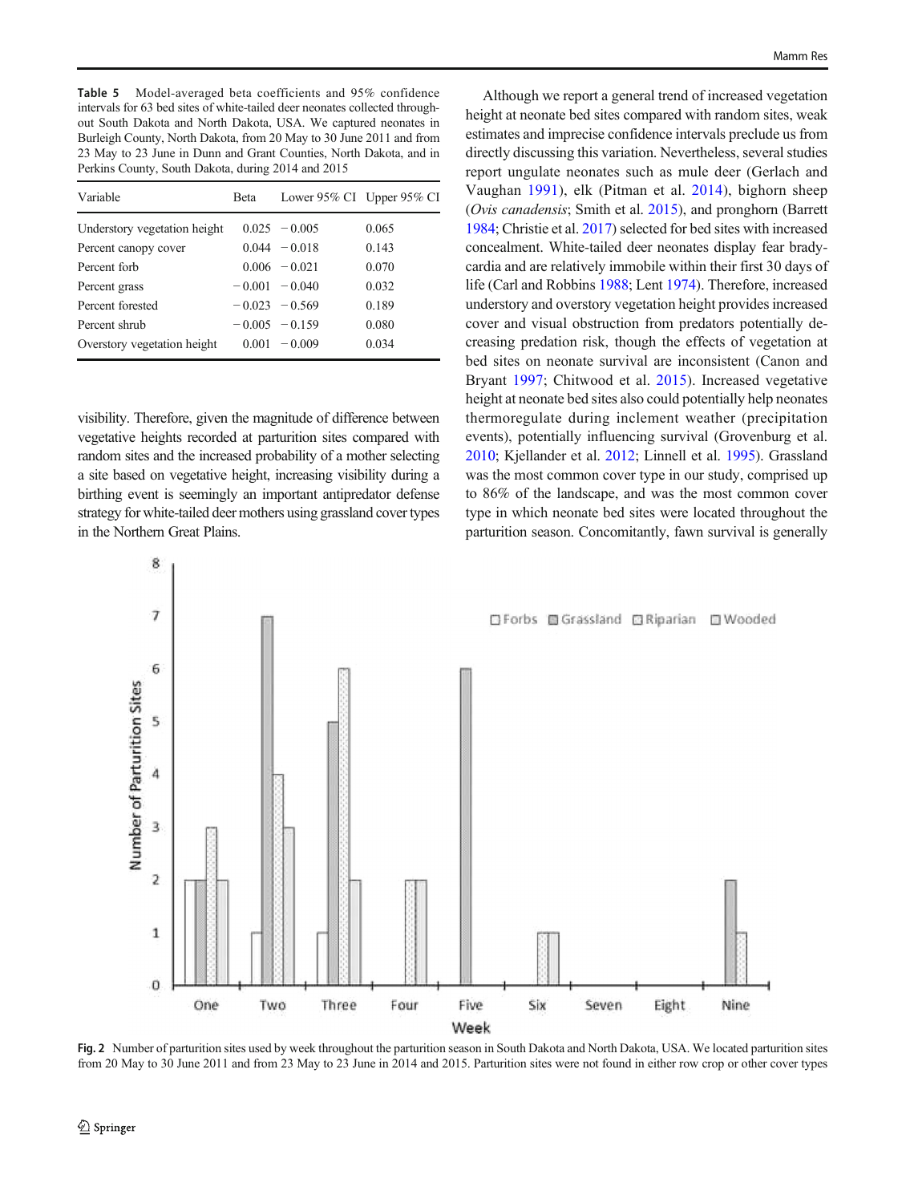Table 5 Model-averaged beta coefficients and 95% confidence intervals for 63 bed sites of white-tailed deer neonates collected throughout South Dakota and North Dakota, USA. We captured neonates in Burleigh County, North Dakota, from 20 May to 30 June 2011 and from 23 May to 23 June in Dunn and Grant Counties, North Dakota, and in Perkins County, South Dakota, during 2014 and 2015

| Variable | Beta | Lower 95% CI | Upper 95% CI |
|---|---|---|---|
| Understory vegetation height | 0.025 | −0.005 | 0.065 |
| Percent canopy cover | 0.044 | −0.018 | 0.143 |
| Percent forb | 0.006 | −0.021 | 0.070 |
| Percent grass | −0.001 | −0.040 | 0.032 |
| Percent forested | −0.023 | −0.569 | 0.189 |
| Percent shrub | −0.005 | −0.159 | 0.080 |
| Overstory vegetation height | 0.001 | −0.009 | 0.034 |

visibility. Therefore, given the magnitude of difference between vegetative heights recorded at parturition sites compared with random sites and the increased probability of a mother selecting a site based on vegetative height, increasing visibility during a birthing event is seemingly an important antipredator defense strategy for white-tailed deer mothers using grassland cover types in the Northern Great Plains.

Although we report a general trend of increased vegetation height at neonate bed sites compared with random sites, weak estimates and imprecise confidence intervals preclude us from directly discussing this variation. Nevertheless, several studies report ungulate neonates such as mule deer (Gerlach and Vaughan 1991), elk (Pitman et al. 2014), bighorn sheep (*Ovis canadensis*; Smith et al. 2015), and pronghorn (Barrett 1984; Christie et al. 2017) selected for bed sites with increased concealment. White-tailed deer neonates display fear bradycardia and are relatively immobile within their first 30 days of life (Carl and Robbins 1988; Lent 1974). Therefore, increased understory and overstory vegetation height provides increased cover and visual obstruction from predators potentially decreasing predation risk, though the effects of vegetation at bed sites on neonate survival are inconsistent (Canon and Bryant 1997; Chitwood et al. 2015). Increased vegetative height at neonate bed sites also could potentially help neonates thermoregulate during inclement weather (precipitation events), potentially influencing survival (Grovenburg et al. 2010; Kjellander et al. 2012; Linnell et al. 1995). Grassland was the most common cover type in our study, comprised up to 86% of the landscape, and was the most common cover type in which neonate bed sites were located throughout the parturition season. Concomitantly, fawn survival is generally

Fig. 2 Number of parturition sites used by week throughout the parturition season in South Dakota and North Dakota, USA. We located parturition sites from 20 May to 30 June 2011 and from 23 May to 23 June in 2014 and 2015. Parturition sites were not found in either row crop or other cover types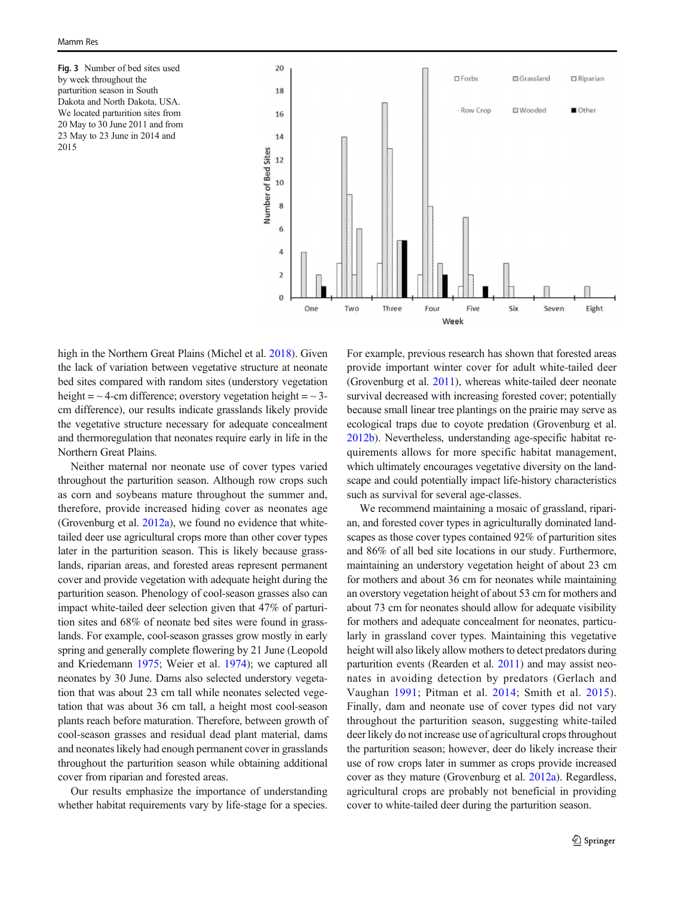Fig. 3 Number of bed sites used by week throughout the parturition season in South Dakota and North Dakota, USA. We located parturition sites from 20 May to 30 June 2011 and from 23 May to 23 June in 2014 and 2015

high in the Northern Great Plains (Michel et al. 2018). Given the lack of variation between vegetative structure at neonate bed sites compared with random sites (understory vegetation height = ~ 4-cm difference; overstory vegetation height = ~ 3-cm difference), our results indicate grasslands likely provide the vegetative structure necessary for adequate concealment and thermoregulation that neonates require early in life in the Northern Great Plains.

Neither maternal nor neonate use of cover types varied throughout the parturition season. Although row crops such as corn and soybeans mature throughout the summer and, therefore, provide increased hiding cover as neonates age (Grovenburg et al. 2012a), we found no evidence that white-tailed deer use agricultural crops more than other cover types later in the parturition season. This is likely because grasslands, riparian areas, and forested areas represent permanent cover and provide vegetation with adequate height during the parturition season. Phenology of cool-season grasses also can impact white-tailed deer selection given that 47% of parturition sites and 68% of neonate bed sites were found in grasslands. For example, cool-season grasses grow mostly in early spring and generally complete flowering by 21 June (Leopold and Kriedemann 1975; Weier et al. 1974); we captured all neonates by 30 June. Dams also selected understory vegetation that was about 23 cm tall while neonates selected vegetation that was about 36 cm tall, a height most cool-season plants reach before maturation. Therefore, between growth of cool-season grasses and residual dead plant material, dams and neonates likely had enough permanent cover in grasslands throughout the parturition season while obtaining additional cover from riparian and forested areas.

Our results emphasize the importance of understanding whether habitat requirements vary by life-stage for a species. For example, previous research has shown that forested areas provide important winter cover for adult white-tailed deer (Grovenburg et al. 2011), whereas white-tailed deer neonate survival decreased with increasing forested cover; potentially because small linear tree plantings on the prairie may serve as ecological traps due to coyote predation (Grovenburg et al. 2012b). Nevertheless, understanding age-specific habitat requirements allows for more specific habitat management, which ultimately encourages vegetative diversity on the landscape and could potentially impact life-history characteristics such as survival for several age-classes.

We recommend maintaining a mosaic of grassland, riparian, and forested cover types in agriculturally dominated landscapes as those cover types contained 92% of parturition sites and 86% of all bed site locations in our study. Furthermore, maintaining an understory vegetation height of about 23 cm for mothers and about 36 cm for neonates while maintaining an overstory vegetation height of about 53 cm for mothers and about 73 cm for neonates should allow for adequate visibility for mothers and adequate concealment for neonates, particularly in grassland cover types. Maintaining this vegetative height will also likely allow mothers to detect predators during parturition events (Rearden et al. 2011) and may assist neonates in avoiding detection by predators (Gerlach and Vaughan 1991; Pitman et al. 2014; Smith et al. 2015). Finally, dam and neonate use of cover types did not vary throughout the parturition season, suggesting white-tailed deer likely do not increase use of agricultural crops throughout the parturition season; however, deer do likely increase their use of row crops later in summer as crops provide increased cover as they mature (Grovenburg et al. 2012a). Regardless, agricultural crops are probably not beneficial in providing cover to white-tailed deer during the parturition season.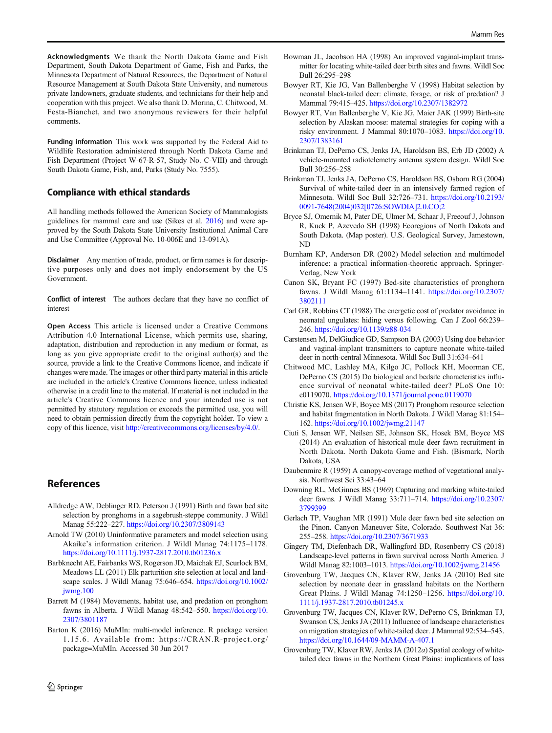**Acknowledgments** We thank the North Dakota Game and Fish Department, South Dakota Department of Game, Fish and Parks, the Minnesota Department of Natural Resources, the Department of Natural Resource Management at South Dakota State University, and numerous private landowners, graduate students, and technicians for their help and cooperation with this project. We also thank D. Morina, C. Chitwood, M. Festa-Bianchet, and two anonymous reviewers for their helpful comments.

**Funding information** This work was supported by the Federal Aid to Wildlife Restoration administered through North Dakota Game and Fish Department (Project W-67-R-57, Study No. C-VIII) and through South Dakota Game, Fish, and, Parks (Study No. 7555).

## Compliance with ethical standards

All handling methods followed the American Society of Mammalogists guidelines for mammal care and use (Sikes et al. 2016) and were approved by the South Dakota State University Institutional Animal Care and Use Committee (Approval No. 10-006E and 13-091A).

**Disclaimer** Any mention of trade, product, or firm names is for descriptive purposes only and does not imply endorsement by the US Government.

**Conflict of interest** The authors declare that they have no conflict of interest

**Open Access** This article is licensed under a Creative Commons Attribution 4.0 International License, which permits use, sharing, adaptation, distribution and reproduction in any medium or format, as long as you give appropriate credit to the original author(s) and the source, provide a link to the Creative Commons licence, and indicate if changes were made. The images or other third party material in this article are included in the article's Creative Commons licence, unless indicated otherwise in a credit line to the material. If material is not included in the article's Creative Commons licence and your intended use is not permitted by statutory regulation or exceeds the permitted use, you will need to obtain permission directly from the copyright holder. To view a copy of this licence, visit http://creativecommons.org/licenses/by/4.0/.

## References

Alldredge AW, Deblinger RD, Peterson J (1991) Birth and fawn bed site selection by pronghorns in a sagebrush-steppe community. J Wildl Manag 55:222–227. https://doi.org/10.2307/3809143

Arnold TW (2010) Uninformative parameters and model selection using Akaike's information criterion. J Wildl Manag 74:1175–1178. https://doi.org/10.1111/j.1937-2817.2010.tb01236.x

Barbknecht AE, Fairbanks WS, Rogerson JD, Maichak EJ, Scurlock BM, Meadows LL (2011) Elk parturition site selection at local and landscape scales. J Wildl Manag 75:646–654. https://doi.org/10.1002/jwmg.100

Barrett M (1984) Movements, habitat use, and predation on pronghorn fawns in Alberta. J Wildl Manag 48:542–550. https://doi.org/10.2307/3801187

Barton K (2016) MuMIn: multi-model inference. R package version 1.15.6. Available from: https://CRAN.R-project.org/package=MuMIn. Accessed 30 Jun 2017

Bowman JL, Jacobson HA (1998) An improved vaginal-implant transmitter for locating white-tailed deer birth sites and fawns. Wildl Soc Bull 26:295–298

Bowyer RT, Kie JG, Van Ballenberghe V (1998) Habitat selection by neonatal black-tailed deer: climate, forage, or risk of predation? J Mammal 79:415–425. https://doi.org/10.2307/1382972

Bowyer RT, Van Ballenberghe V, Kie JG, Maier JAK (1999) Birth-site selection by Alaskan moose: maternal strategies for coping with a risky environment. J Mammal 80:1070–1083. https://doi.org/10.2307/1383161

Brinkman TJ, DePerno CS, Jenks JA, Haroldson BS, Erb JD (2002) A vehicle-mounted radiotelemetry antenna system design. Wildl Soc Bull 30:256–258

Brinkman TJ, Jenks JA, DePerno CS, Haroldson BS, Osborn RG (2004) Survival of white-tailed deer in an intensively farmed region of Minnesota. Wildl Soc Bull 32:726–731. https://doi.org/10.2193/0091-7648(2004)032[0726:SOWDIA]2.0.CO;2

Bryce SJ, Omernik M, Pater DE, Ulmer M, Schaar J, Freeouf J, Johnson R, Kuck P, Azevedo SH (1998) Ecoregions of North Dakota and South Dakota. (Map poster). U.S. Geological Survey, Jamestown, ND

Burnham KP, Anderson DR (2002) Model selection and multimodel inference: a practical information-theoretic approach. Springer-Verlag, New York

Canon SK, Bryant FC (1997) Bed-site characteristics of pronghorn fawns. J Wildl Manag 61:1134–1141. https://doi.org/10.2307/3802111

Carl GR, Robbins CT (1988) The energetic cost of predator avoidance in neonatal ungulates: hiding versus following. Can J Zool 66:239–246. https://doi.org/10.1139/z88-034

Carstensen M, DelGiudice GD, Sampson BA (2003) Using doe behavior and vaginal-implant transmitters to capture neonate white-tailed deer in north-central Minnesota. Wildl Soc Bull 31:634–641

Chitwood MC, Lashley MA, Kilgo JC, Pollock KH, Moorman CE, DePerno CS (2015) Do biological and bedsite characteristics influence survival of neonatal white-tailed deer? PLoS One 10: e0119070. https://doi.org/10.1371/journal.pone.0119070

Christie KS, Jensen WF, Boyce MS (2017) Pronghorn resource selection and habitat fragmentation in North Dakota. J Wildl Manag 81:154–162. https://doi.org/10.1002/jwmg.21147

Ciuti S, Jensen WF, Neilsen SE, Johnson SK, Hosek BM, Boyce MS (2014) An evaluation of historical mule deer fawn recruitment in North Dakota. North Dakota Game and Fish. (Bismark, North Dakota, USA

Daubenmire R (1959) A canopy-coverage method of vegetational analysis. Northwest Sci 33:43–64

Downing RL, McGinnes BS (1969) Capturing and marking white-tailed deer fawns. J Wildl Manag 33:711–714. https://doi.org/10.2307/3799399

Gerlach TP, Vaughan MR (1991) Mule deer fawn bed site selection on the Pinon. Canyon Maneuver Site, Colorado. Southwest Nat 36: 255–258. https://doi.org/10.2307/3671933

Gingery TM, Diefenbach DR, Wallingford BD, Rosenberry CS (2018) Landscape-level patterns in fawn survival across North America. J Wildl Manag 82:1003–1013. https://doi.org/10.1002/jwmg.21456

Grovenburg TW, Jacques CN, Klaver RW, Jenks JA (2010) Bed site selection by neonate deer in grassland habitats on the Northern Great Plains. J Wildl Manag 74:1250–1256. https://doi.org/10.1111/j.1937-2817.2010.tb01245.x

Grovenburg TW, Jacques CN, Klaver RW, DePerno CS, Brinkman TJ, Swanson CS, Jenks JA (2011) Influence of landscape characteristics on migration strategies of white-tailed deer. J Mammal 92:534–543. https://doi.org/10.1644/09-MAMM-A-407.1

Grovenburg TW, Klaver RW, Jenks JA (2012*a*) Spatial ecology of white-tailed deer fawns in the Northern Great Plains: implications of loss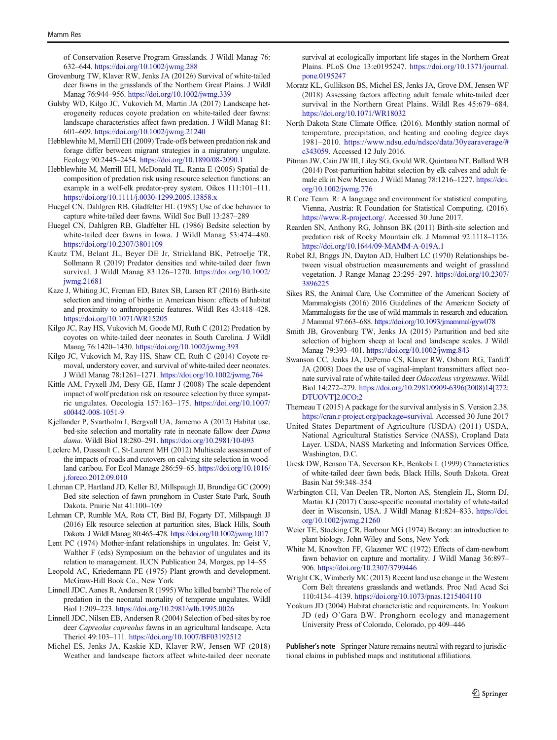of Conservation Reserve Program Grasslands. J Wildl Manag 76: 632–644. https://doi.org/10.1002/jwmg.288

Grovenburg TW, Klaver RW, Jenks JA (2012*b*) Survival of white-tailed deer fawns in the grasslands of the Northern Great Plains. J Wildl Manag 76:944–956. https://doi.org/10.1002/jwmg.339

Gulsby WD, Kilgo JC, Vukovich M, Martin JA (2017) Landscape heterogeneity reduces coyote predation on white-tailed deer fawns: landscape characteristics affect fawn predation. J Wildl Manag 81: 601–609. https://doi.org/10.1002/jwmg.21240

Hebblewhite M, Merrill EH (2009) Trade-offs between predation risk and forage differ between migrant strategies in a migratory ungulate. Ecology 90:2445–2454. https://doi.org/10.1890/08-2090.1

Hebblewhite M, Merrill EH, McDonald TL, Ranta E (2005) Spatial decomposition of predation risk using resource selection functions: an example in a wolf-elk predator-prey system. Oikos 111:101–111. https://doi.org/10.1111/j.0030-1299.2005.13858.x

Huegel CN, Dahlgren RB, Gladfelter HL (1985) Use of doe behavior to capture white-tailed deer fawns. Wildl Soc Bull 13:287–289

Huegel CN, Dahlgren RB, Gladfelter HL (1986) Bedsite selection by white-tailed deer fawns in Iowa. J Wildl Manag 53:474–480. https://doi.org/10.2307/3801109

Kautz TM, Belant JL, Beyer DE Jr, Strickland BK, Petroelje TR, Sollmann R (2019) Predator densities and white-tailed deer fawn survival. J Wildl Manag 83:126–1270. https://doi.org/10.1002/jwmg.21681

Kaze J, Whiting JC, Freman ED, Batex SB, Larsen RT (2016) Birth-site selection and timing of births in American bison: effects of habitat and proximity to anthropogenic features. Wildl Res 43:418–428. https://doi.org/10.1071/WR15205

Kilgo JC, Ray HS, Vukovich M, Goode MJ, Ruth C (2012) Predation by coyotes on white-tailed deer neonates in South Carolina. J Wildl Manag 76:1420–1430. https://doi.org/10.1002/jwmg.393

Kilgo JC, Vukovich M, Ray HS, Shaw CE, Ruth C (2014) Coyote removal, understory cover, and survival of white-tailed deer neonates. J Wildl Manag 78:1261–1271. https://doi.org/10.1002/jwmg.764

Kittle AM, Fryxell JM, Desy GE, Hamr J (2008) The scale-dependent impact of wolf predation risk on resource selection by three sympatric ungulates. Oecologia 157:163–175. https://doi.org/10.1007/s00442-008-1051-9

Kjellander P, Svartholm I, Bergvall UA, Jarnemo A (2012) Habitat use, bed-site selection and mortality rate in neonate fallow deer *Dama dama*. Wildl Biol 18:280–291. https://doi.org/10.2981/10-093

Leclerc M, Dussault C, St-Laurent MH (2012) Multiscale assessment of the impacts of roads and cutovers on calving site selection in woodland caribou. For Ecol Manage 286:59–65. https://doi.org/10.1016/j.foreco.2012.09.010

Lehman CP, Hartland JD, Keller BJ, Millspaugh JJ, Brundige GC (2009) Bed site selection of fawn pronghorn in Custer State Park, South Dakota. Prairie Nat 41:100–109

Lehman CP, Rumble MA, Rota CT, Bird BJ, Fogarty DT, Millspaugh JJ (2016) Elk resource selection at parturition sites, Black Hills, South Dakota. J Wildl Manag 80:465–478. https://doi.org/10.1002/jwmg.1017

Lent PC (1974) Mother-infant relationships in ungulates. In: Geist V, Walther F (eds) Symposium on the behavior of ungulates and its relation to management. IUCN Publication 24, Morges, pp 14–55

Leopold AC, Kriedemann PE (1975) Plant growth and development. McGraw-Hill Book Co., New York

Linnell JDC, Aanes R, Andersen R (1995) Who killed bambi? The role of predation in the neonatal mortality of temperate ungulates. Wildl Biol 1:209–223. https://doi.org/10.2981/wlb.1995.0026

Linnell JDC, Nilsen EB, Andersen R (2004) Selection of bed-sites by roe deer *Capreolus capreolus* fawns in an agricultural landscape. Acta Theriol 49:103–111. https://doi.org/10.1007/BF03192512

Michel ES, Jenks JA, Kaskie KD, Klaver RW, Jensen WF (2018) Weather and landscape factors affect white-tailed deer neonate survival at ecologically important life stages in the Northern Great Plains. PLoS One 13:e0195247. https://doi.org/10.1371/journal.pone.0195247

Moratz KL, Gullikson BS, Michel ES, Jenks JA, Grove DM, Jensen WF (2018) Assessing factors affecting adult female white-tailed deer survival in the Northern Great Plains. Wildl Res 45:679–684. https://doi.org/10.1071/WR18032

North Dakota State Climate Office. (2016). Monthly station normal of temperature, precipitation, and heating and cooling degree days 1981–2010. https://www.ndsu.edu/ndsco/data/30yearaverage/#c343059. Accessed 12 July 2016.

Pitman JW, Cain JW III, Liley SG, Gould WR, Quintana NT, Ballard WB (2014) Post-parturition habitat selection by elk calves and adult female elk in New Mexico. J Wildl Manag 78:1216–1227. https://doi.org/10.1002/jwmg.776

R Core Team. R: A language and environment for statistical computing. Vienna, Austria: R Foundation for Statistical Computing. (2016). https://www.R-project.org/. Accessed 30 June 2017.

Rearden SN, Anthony RG, Johnson BK (2011) Birth-site selection and predation risk of Rocky Mountain elk. J Mammal 92:1118–1126. https://doi.org/10.1644/09-MAMM-A-019A.1

Robel RJ, Briggs JN, Dayton AD, Hulbert LC (1970) Relationships between visual obstruction measurements and weight of grassland vegetation. J Range Manag 23:295–297. https://doi.org/10.2307/3896225

Sikes RS, the Animal Care, Use Committee of the American Society of Mammalogists (2016) 2016 Guidelines of the American Society of Mammalogists for the use of wild mammals in research and education. J Mammal 97:663–688. https://doi.org/10.1093/jmammal/gyw078

Smith JB, Grovenburg TW, Jenks JA (2015) Parturition and bed site selection of bighorn sheep at local and landscape scales. J Wildl Manag 79:393–401. https://doi.org/10.1002/jwmg.843

Swanson CC, Jenks JA, DePerno CS, Klaver RW, Osborn RG, Tardiff JA (2008) Does the use of vaginal-implant transmitters affect neonate survival rate of white-tailed deer *Odocoileus virginianus*. Wildl Biol 14:272–279. https://doi.org/10.2981/0909-6396(2008)14[272:DTUOVT]2.0CO;2

Therneau T (2015) A package for the survival analysis in S. Version 2.38. https://cran.r-project.org/package=survival. Accessed 30 June 2017

United States Department of Agriculture (USDA) (2011) USDA, National Agricultural Statistics Service (NASS), Cropland Data Layer. USDA, NASS Marketing and Information Services Office, Washington, D.C.

Uresk DW, Benson TA, Severson KE, Benkobi L (1999) Characteristics of white-tailed deer fawn beds, Black Hills, South Dakota. Great Basin Nat 59:348–354

Warbington CH, Van Deelen TR, Norton AS, Stenglein JL, Storm DJ, Martin KJ (2017) Cause-specific neonatal mortality of white-tailed deer in Wisconsin, USA. J Wildl Manag 81:824–833. https://doi.org/10.1002/jwmg.21260

Weier TE, Stocking CR, Barbour MG (1974) Botany: an introduction to plant biology. John Wiley and Sons, New York

White M, Knowlton FF, Glazener WC (1972) Effects of dam-newborn fawn behavior on capture and mortality. J Wildl Manag 36:897–906. https://doi.org/10.2307/3799446

Wright CK, Wimberly MC (2013) Recent land use change in the Western Corn Belt threatens grasslands and wetlands. Proc Natl Acad Sci 110:4134–4139. https://doi.org/10.1073/pnas.1215404110

Yoakum JD (2004) Habitat characteristic and requirements. In: Yoakum JD (ed) O'Gara BW. Pronghorn ecology and management University Press of Colorado, Colorado, pp 409–446

**Publisher's note** Springer Nature remains neutral with regard to jurisdictional claims in published maps and institutional affiliations.